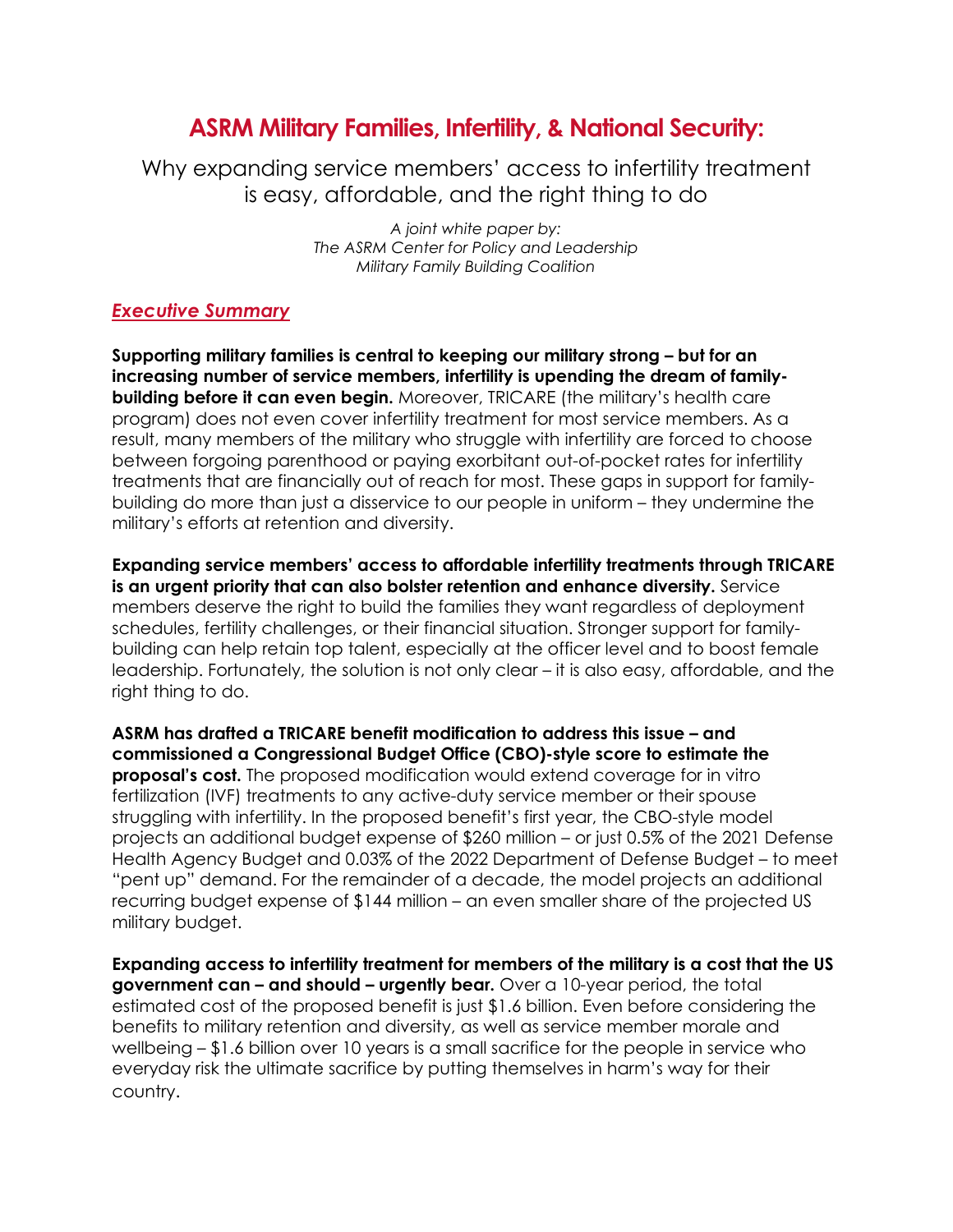# ASRM Military Families, Infertility, & National Security:

## Why expanding service members' access to infertility treatment is easy, affordable, and the right thing to do

*A joint white paper by:*
*The ASRM Center for Policy and Leadership*
*Military Family Building Coalition*

### ***Executive Summary***

**Supporting military families is central to keeping our military strong – but for an increasing number of service members, infertility is upending the dream of family-building before it can even begin.** Moreover, TRICARE (the military's health care program) does not even cover infertility treatment for most service members. As a result, many members of the military who struggle with infertility are forced to choose between forgoing parenthood or paying exorbitant out-of-pocket rates for infertility treatments that are financially out of reach for most. These gaps in support for family-building do more than just a disservice to our people in uniform – they undermine the military's efforts at retention and diversity.

**Expanding service members' access to affordable infertility treatments through TRICARE is an urgent priority that can also bolster retention and enhance diversity.** Service members deserve the right to build the families they want regardless of deployment schedules, fertility challenges, or their financial situation. Stronger support for family-building can help retain top talent, especially at the officer level and to boost female leadership. Fortunately, the solution is not only clear – it is also easy, affordable, and the right thing to do.

**ASRM has drafted a TRICARE benefit modification to address this issue – and commissioned a Congressional Budget Office (CBO)-style score to estimate the proposal's cost.** The proposed modification would extend coverage for in vitro fertilization (IVF) treatments to any active-duty service member or their spouse struggling with infertility. In the proposed benefit's first year, the CBO-style model projects an additional budget expense of $260 million – or just 0.5% of the 2021 Defense Health Agency Budget and 0.03% of the 2022 Department of Defense Budget – to meet "pent up" demand. For the remainder of a decade, the model projects an additional recurring budget expense of $144 million – an even smaller share of the projected US military budget.

**Expanding access to infertility treatment for members of the military is a cost that the US government can – and should – urgently bear.** Over a 10-year period, the total estimated cost of the proposed benefit is just $1.6 billion. Even before considering the benefits to military retention and diversity, as well as service member morale and wellbeing – $1.6 billion over 10 years is a small sacrifice for the people in service who everyday risk the ultimate sacrifice by putting themselves in harm's way for their country.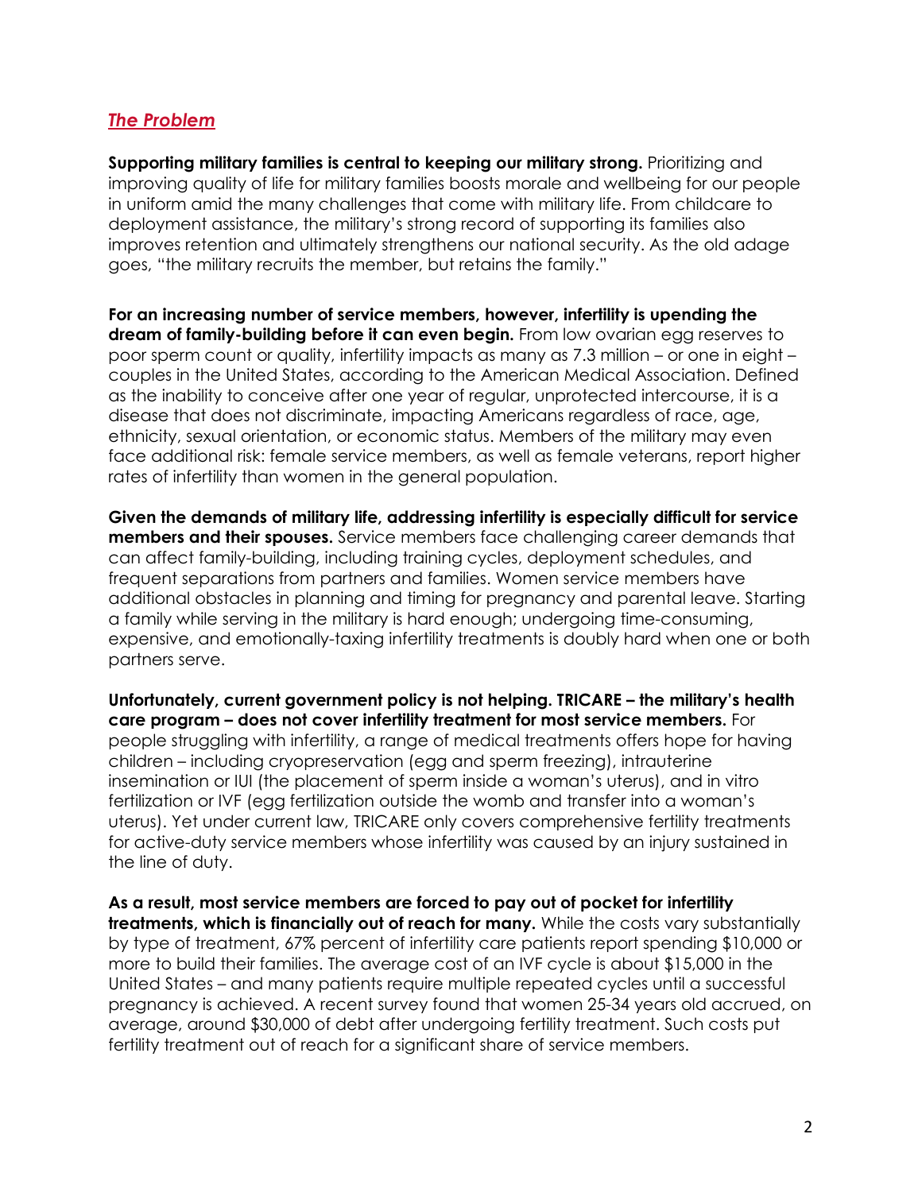## ***The Problem***

**Supporting military families is central to keeping our military strong.** Prioritizing and improving quality of life for military families boosts morale and wellbeing for our people in uniform amid the many challenges that come with military life. From childcare to deployment assistance, the military's strong record of supporting its families also improves retention and ultimately strengthens our national security. As the old adage goes, "the military recruits the member, but retains the family."

**For an increasing number of service members, however, infertility is upending the dream of family-building before it can even begin.** From low ovarian egg reserves to poor sperm count or quality, infertility impacts as many as 7.3 million – or one in eight – couples in the United States, according to the American Medical Association. Defined as the inability to conceive after one year of regular, unprotected intercourse, it is a disease that does not discriminate, impacting Americans regardless of race, age, ethnicity, sexual orientation, or economic status. Members of the military may even face additional risk: female service members, as well as female veterans, report higher rates of infertility than women in the general population.

**Given the demands of military life, addressing infertility is especially difficult for service members and their spouses.** Service members face challenging career demands that can affect family-building, including training cycles, deployment schedules, and frequent separations from partners and families. Women service members have additional obstacles in planning and timing for pregnancy and parental leave. Starting a family while serving in the military is hard enough; undergoing time-consuming, expensive, and emotionally-taxing infertility treatments is doubly hard when one or both partners serve.

**Unfortunately, current government policy is not helping. TRICARE – the military's health care program – does not cover infertility treatment for most service members.** For people struggling with infertility, a range of medical treatments offers hope for having children – including cryopreservation (egg and sperm freezing), intrauterine insemination or IUI (the placement of sperm inside a woman's uterus), and in vitro fertilization or IVF (egg fertilization outside the womb and transfer into a woman's uterus). Yet under current law, TRICARE only covers comprehensive fertility treatments for active-duty service members whose infertility was caused by an injury sustained in the line of duty.

**As a result, most service members are forced to pay out of pocket for infertility treatments, which is financially out of reach for many.** While the costs vary substantially by type of treatment, 67% percent of infertility care patients report spending $10,000 or more to build their families. The average cost of an IVF cycle is about $15,000 in the United States – and many patients require multiple repeated cycles until a successful pregnancy is achieved. A recent survey found that women 25-34 years old accrued, on average, around $30,000 of debt after undergoing fertility treatment. Such costs put fertility treatment out of reach for a significant share of service members.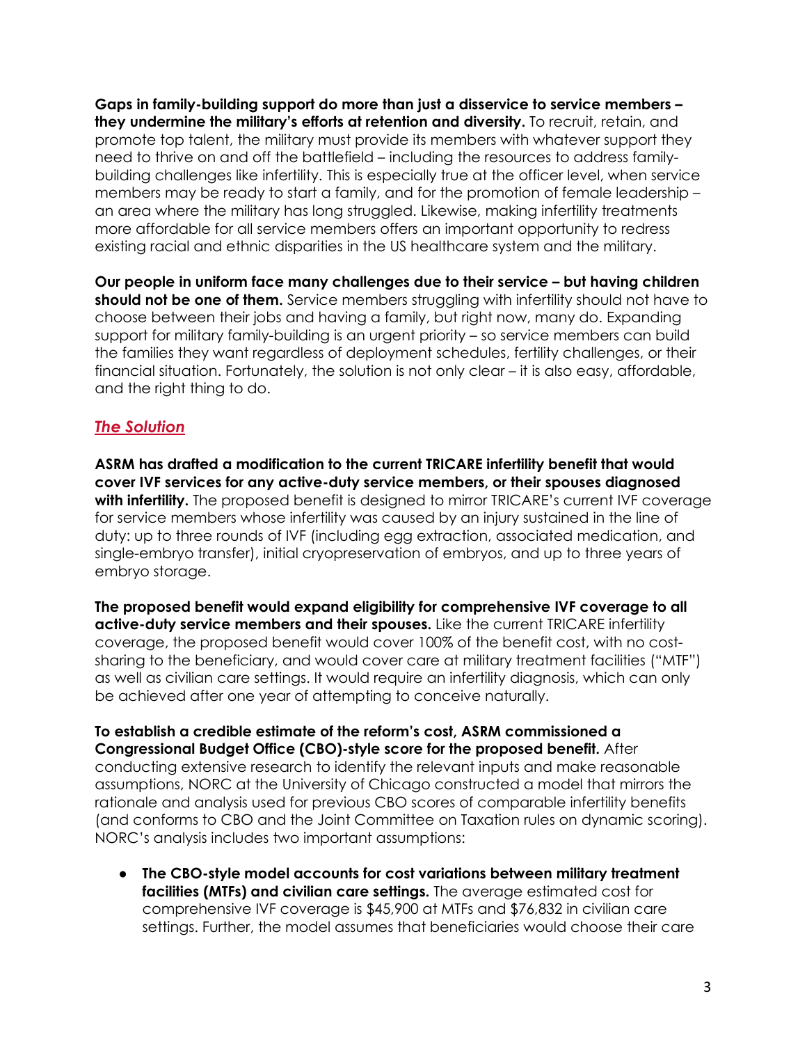**Gaps in family-building support do more than just a disservice to service members – they undermine the military's efforts at retention and diversity.** To recruit, retain, and promote top talent, the military must provide its members with whatever support they need to thrive on and off the battlefield – including the resources to address family-building challenges like infertility. This is especially true at the officer level, when service members may be ready to start a family, and for the promotion of female leadership – an area where the military has long struggled. Likewise, making infertility treatments more affordable for all service members offers an important opportunity to redress existing racial and ethnic disparities in the US healthcare system and the military.

**Our people in uniform face many challenges due to their service – but having children should not be one of them.** Service members struggling with infertility should not have to choose between their jobs and having a family, but right now, many do. Expanding support for military family-building is an urgent priority – so service members can build the families they want regardless of deployment schedules, fertility challenges, or their financial situation. Fortunately, the solution is not only clear – it is also easy, affordable, and the right thing to do.

## ***The Solution***

**ASRM has drafted a modification to the current TRICARE infertility benefit that would cover IVF services for any active-duty service members, or their spouses diagnosed with infertility.** The proposed benefit is designed to mirror TRICARE's current IVF coverage for service members whose infertility was caused by an injury sustained in the line of duty: up to three rounds of IVF (including egg extraction, associated medication, and single-embryo transfer), initial cryopreservation of embryos, and up to three years of embryo storage.

**The proposed benefit would expand eligibility for comprehensive IVF coverage to all active-duty service members and their spouses.** Like the current TRICARE infertility coverage, the proposed benefit would cover 100% of the benefit cost, with no cost-sharing to the beneficiary, and would cover care at military treatment facilities ("MTF") as well as civilian care settings. It would require an infertility diagnosis, which can only be achieved after one year of attempting to conceive naturally.

**To establish a credible estimate of the reform's cost, ASRM commissioned a Congressional Budget Office (CBO)-style score for the proposed benefit.** After conducting extensive research to identify the relevant inputs and make reasonable assumptions, NORC at the University of Chicago constructed a model that mirrors the rationale and analysis used for previous CBO scores of comparable infertility benefits (and conforms to CBO and the Joint Committee on Taxation rules on dynamic scoring). NORC's analysis includes two important assumptions:

- **The CBO-style model accounts for cost variations between military treatment facilities (MTFs) and civilian care settings.** The average estimated cost for comprehensive IVF coverage is $45,900 at MTFs and $76,832 in civilian care settings. Further, the model assumes that beneficiaries would choose their care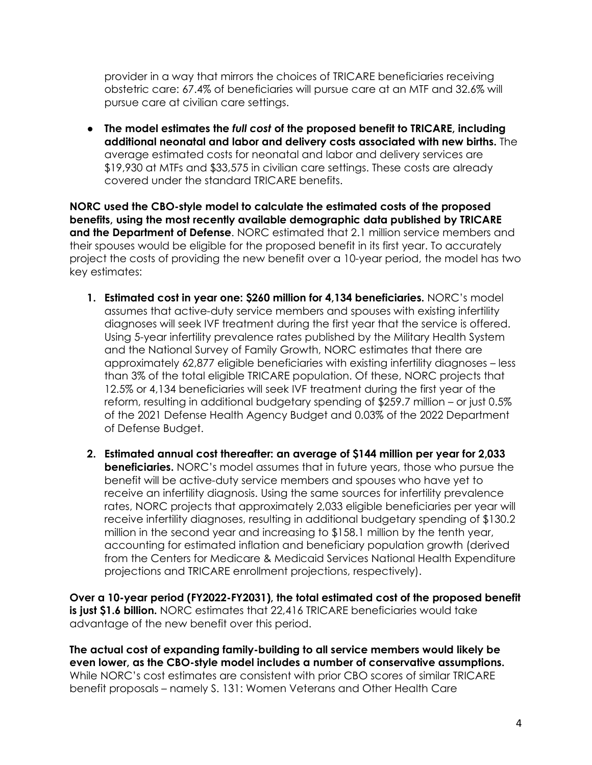provider in a way that mirrors the choices of TRICARE beneficiaries receiving obstetric care: 67.4% of beneficiaries will pursue care at an MTF and 32.6% will pursue care at civilian care settings.

- **The model estimates the *full cost* of the proposed benefit to TRICARE, including additional neonatal and labor and delivery costs associated with new births.** The average estimated costs for neonatal and labor and delivery services are $19,930 at MTFs and $33,575 in civilian care settings. These costs are already covered under the standard TRICARE benefits.

**NORC used the CBO-style model to calculate the estimated costs of the proposed benefits, using the most recently available demographic data published by TRICARE and the Department of Defense**. NORC estimated that 2.1 million service members and their spouses would be eligible for the proposed benefit in its first year. To accurately project the costs of providing the new benefit over a 10-year period, the model has two key estimates:

1. **Estimated cost in year one: $260 million for 4,134 beneficiaries.** NORC's model assumes that active-duty service members and spouses with existing infertility diagnoses will seek IVF treatment during the first year that the service is offered. Using 5-year infertility prevalence rates published by the Military Health System and the National Survey of Family Growth, NORC estimates that there are approximately 62,877 eligible beneficiaries with existing infertility diagnoses – less than 3% of the total eligible TRICARE population. Of these, NORC projects that 12.5% or 4,134 beneficiaries will seek IVF treatment during the first year of the reform, resulting in additional budgetary spending of $259.7 million – or just 0.5% of the 2021 Defense Health Agency Budget and 0.03% of the 2022 Department of Defense Budget.

2. **Estimated annual cost thereafter: an average of $144 million per year for 2,033 beneficiaries.** NORC's model assumes that in future years, those who pursue the benefit will be active-duty service members and spouses who have yet to receive an infertility diagnosis. Using the same sources for infertility prevalence rates, NORC projects that approximately 2,033 eligible beneficiaries per year will receive infertility diagnoses, resulting in additional budgetary spending of $130.2 million in the second year and increasing to $158.1 million by the tenth year, accounting for estimated inflation and beneficiary population growth (derived from the Centers for Medicare & Medicaid Services National Health Expenditure projections and TRICARE enrollment projections, respectively).

**Over a 10-year period (FY2022-FY2031), the total estimated cost of the proposed benefit is just $1.6 billion.** NORC estimates that 22,416 TRICARE beneficiaries would take advantage of the new benefit over this period.

**The actual cost of expanding family-building to all service members would likely be even lower, as the CBO-style model includes a number of conservative assumptions.** While NORC's cost estimates are consistent with prior CBO scores of similar TRICARE benefit proposals – namely S. 131: Women Veterans and Other Health Care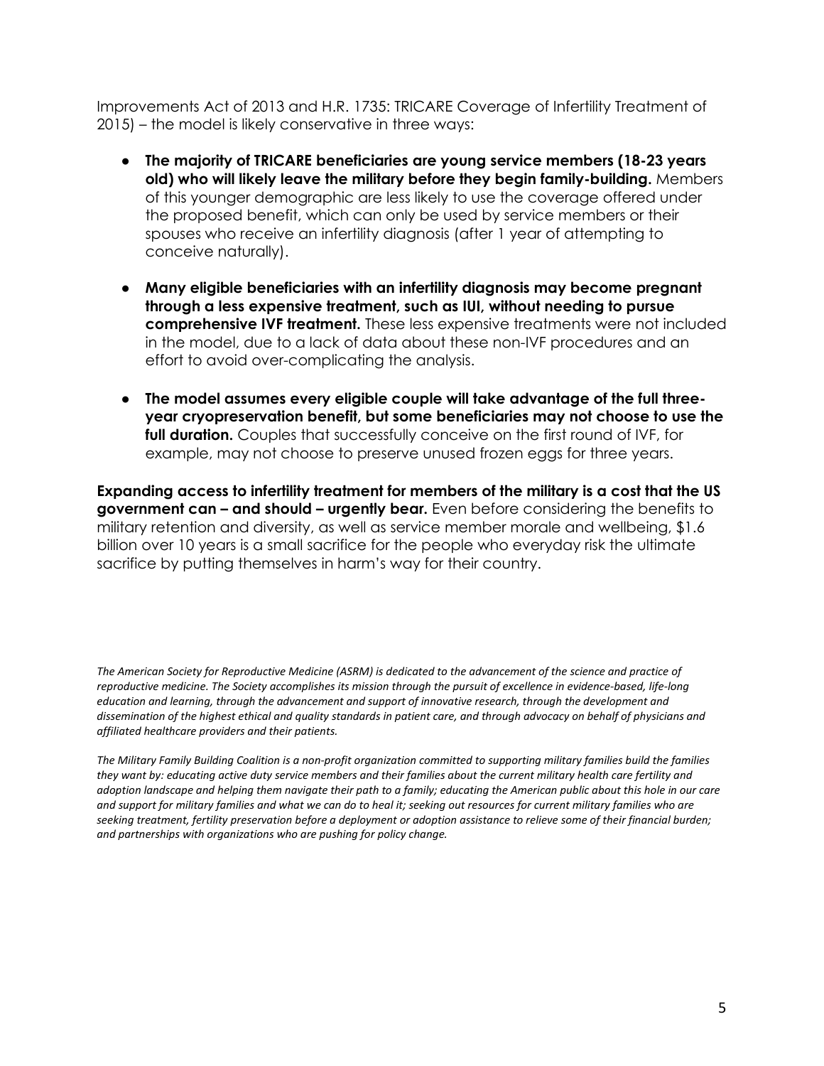Improvements Act of 2013 and H.R. 1735: TRICARE Coverage of Infertility Treatment of 2015) – the model is likely conservative in three ways:

- **The majority of TRICARE beneficiaries are young service members (18-23 years old) who will likely leave the military before they begin family-building.** Members of this younger demographic are less likely to use the coverage offered under the proposed benefit, which can only be used by service members or their spouses who receive an infertility diagnosis (after 1 year of attempting to conceive naturally).

- **Many eligible beneficiaries with an infertility diagnosis may become pregnant through a less expensive treatment, such as IUI, without needing to pursue comprehensive IVF treatment.** These less expensive treatments were not included in the model, due to a lack of data about these non-IVF procedures and an effort to avoid over-complicating the analysis.

- **The model assumes every eligible couple will take advantage of the full three-year cryopreservation benefit, but some beneficiaries may not choose to use the full duration.** Couples that successfully conceive on the first round of IVF, for example, may not choose to preserve unused frozen eggs for three years.

**Expanding access to infertility treatment for members of the military is a cost that the US government can – and should – urgently bear.** Even before considering the benefits to military retention and diversity, as well as service member morale and wellbeing, $1.6 billion over 10 years is a small sacrifice for the people who everyday risk the ultimate sacrifice by putting themselves in harm's way for their country.

*The American Society for Reproductive Medicine (ASRM) is dedicated to the advancement of the science and practice of reproductive medicine. The Society accomplishes its mission through the pursuit of excellence in evidence-based, life-long education and learning, through the advancement and support of innovative research, through the development and dissemination of the highest ethical and quality standards in patient care, and through advocacy on behalf of physicians and affiliated healthcare providers and their patients.*

*The Military Family Building Coalition is a non-profit organization committed to supporting military families build the families they want by: educating active duty service members and their families about the current military health care fertility and adoption landscape and helping them navigate their path to a family; educating the American public about this hole in our care and support for military families and what we can do to heal it; seeking out resources for current military families who are seeking treatment, fertility preservation before a deployment or adoption assistance to relieve some of their financial burden; and partnerships with organizations who are pushing for policy change.*